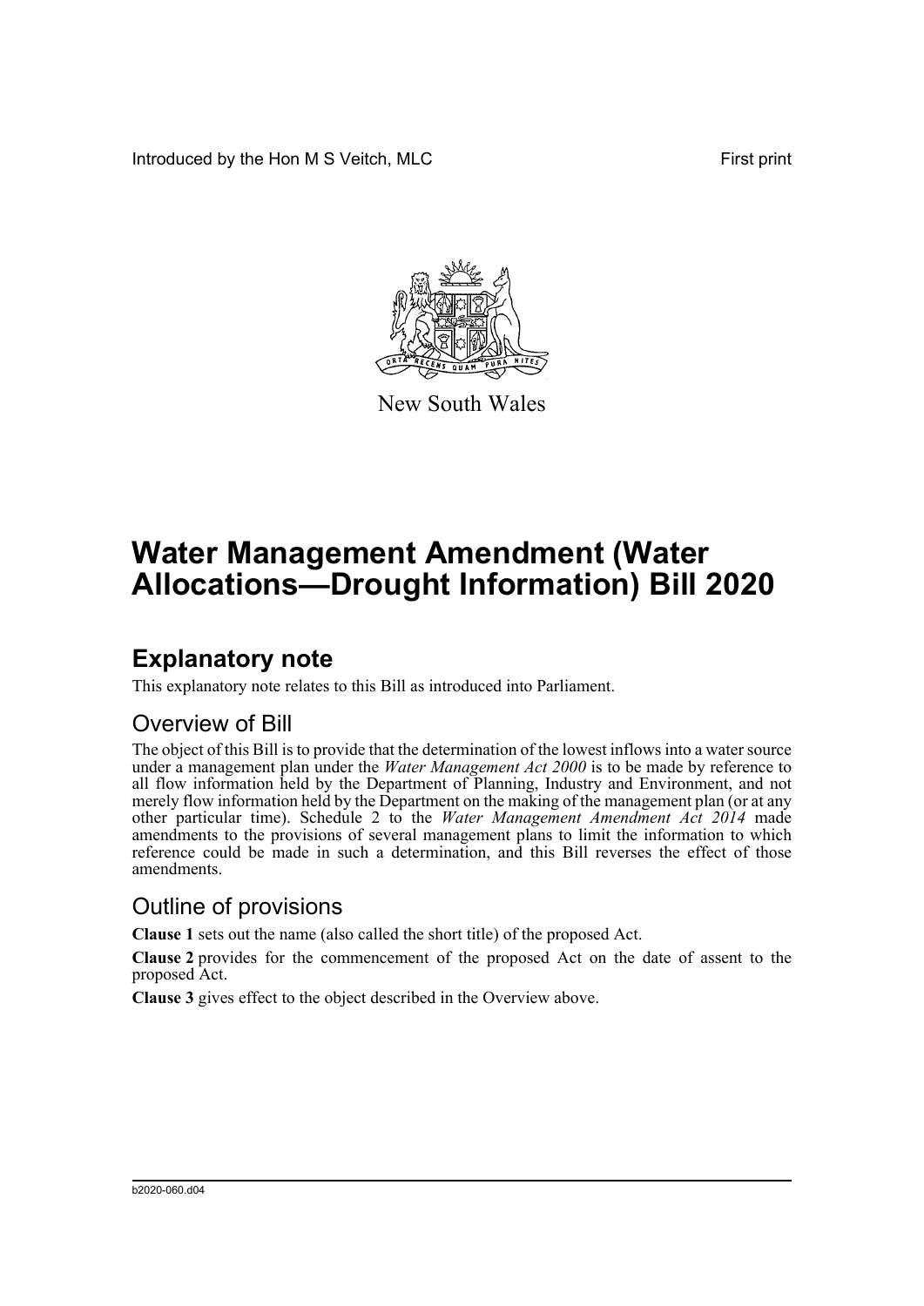Introduced by the Hon M S Veitch, MLC

First print

New South Wales

# Water Management Amendment (Water Allocations—Drought Information) Bill 2020

## Explanatory note

This explanatory note relates to this Bill as introduced into Parliament.

### Overview of Bill

The object of this Bill is to provide that the determination of the lowest inflows into a water source under a management plan under the *Water Management Act 2000* is to be made by reference to all flow information held by the Department of Planning, Industry and Environment, and not merely flow information held by the Department on the making of the management plan (or at any other particular time). Schedule 2 to the *Water Management Amendment Act 2014* made amendments to the provisions of several management plans to limit the information to which reference could be made in such a determination, and this Bill reverses the effect of those amendments.

### Outline of provisions

**Clause 1** sets out the name (also called the short title) of the proposed Act.

**Clause 2** provides for the commencement of the proposed Act on the date of assent to the proposed Act.

**Clause 3** gives effect to the object described in the Overview above.

b2020-060.d04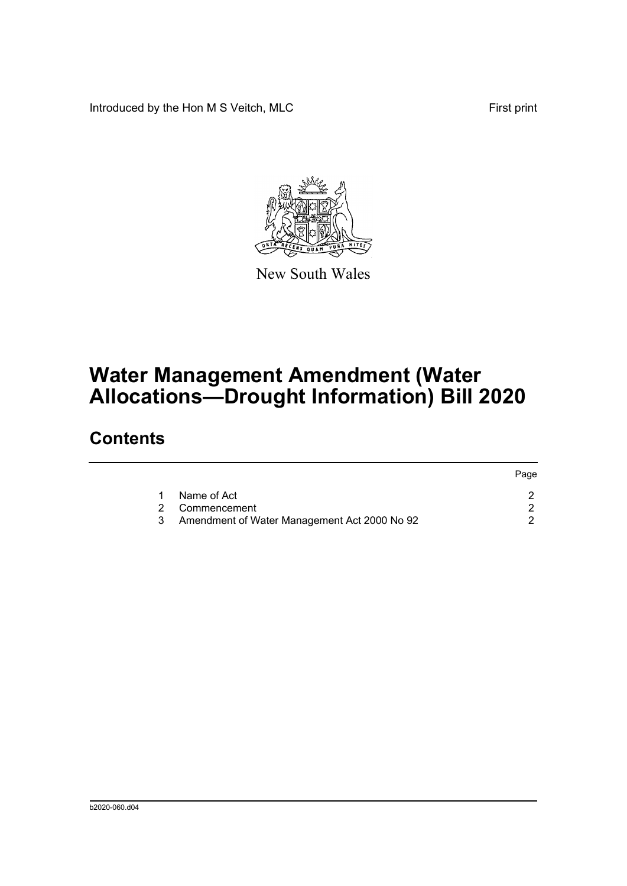Introduced by the Hon M S Veitch, MLC

First print

New South Wales

# Water Management Amendment (Water Allocations—Drought Information) Bill 2020

## Contents

| | | Page |
|---|---|---|
| 1 | Name of Act | 2 |
| 2 | Commencement | 2 |
| 3 | Amendment of Water Management Act 2000 No 92 | 2 |

b2020-060.d04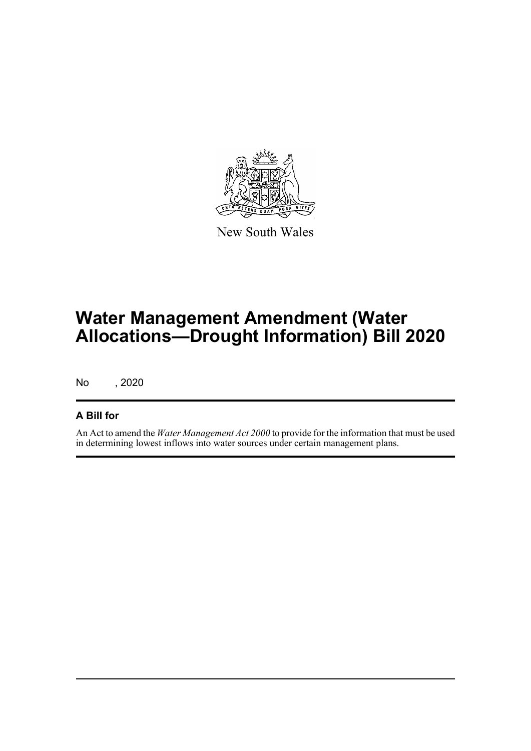New South Wales

# Water Management Amendment (Water Allocations—Drought Information) Bill 2020

No , 2020

## A Bill for

An Act to amend the *Water Management Act 2000* to provide for the information that must be used in determining lowest inflows into water sources under certain management plans.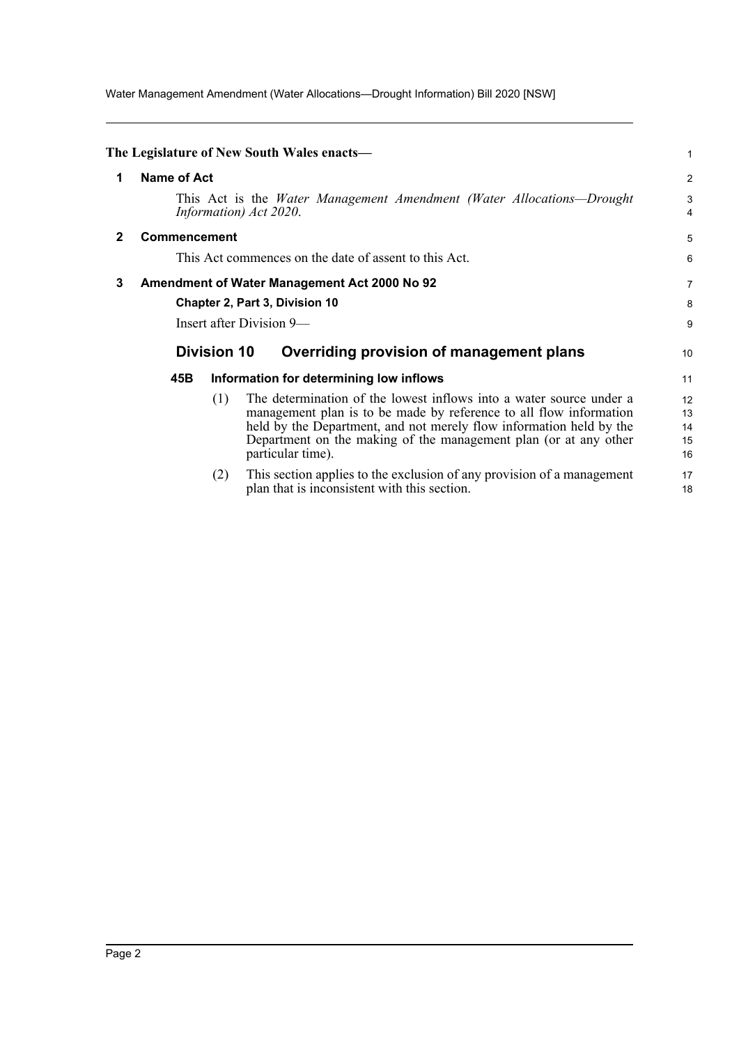**The Legislature of New South Wales enacts—**

## 1 Name of Act

This Act is the *Water Management Amendment (Water Allocations—Drought Information) Act 2020*.

## 2 Commencement

This Act commences on the date of assent to this Act.

## 3 Amendment of Water Management Act 2000 No 92

**Chapter 2, Part 3, Division 10**

Insert after Division 9—

### Division 10 Overriding provision of management plans

**45B Information for determining low inflows**

(1) The determination of the lowest inflows into a water source under a management plan is to be made by reference to all flow information held by the Department, and not merely flow information held by the Department on the making of the management plan (or at any other particular time).

(2) This section applies to the exclusion of any provision of a management plan that is inconsistent with this section.